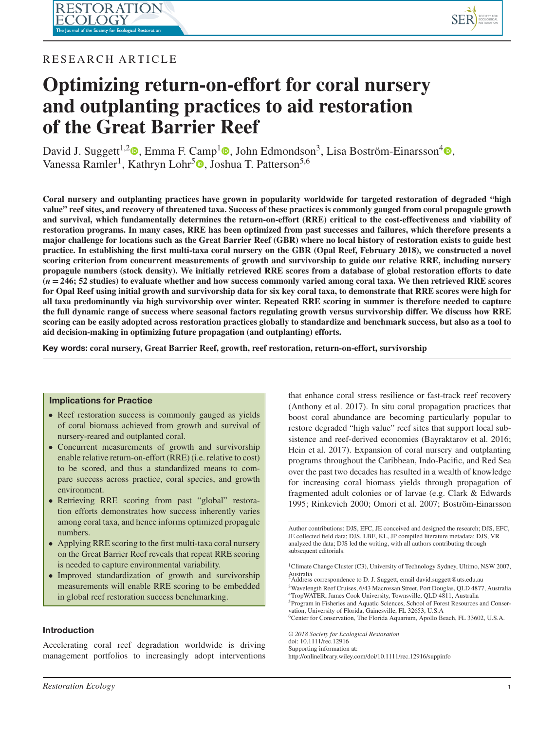RESEARCH ARTICLE

# Optimizing return-on-effort for coral nursery and outplanting practices to aid restoration of the Great Barrier Reef

David J. Suggett[1,2], Emma F. Camp[1], John Edmondson[3], Lisa Boström-Einarsson[4], Vanessa Ramler[1], Kathryn Lohr[5], Joshua T. Patterson[5,6]

**Coral nursery and outplanting practices have grown in popularity worldwide for targeted restoration of degraded "high value" reef sites, and recovery of threatened taxa. Success of these practices is commonly gauged from coral propagule growth and survival, which fundamentally determines the return-on-effort (RRE) critical to the cost-effectiveness and viability of restoration programs. In many cases, RRE has been optimized from past successes and failures, which therefore presents a major challenge for locations such as the Great Barrier Reef (GBR) where no local history of restoration exists to guide best practice. In establishing the first multi-taxa coral nursery on the GBR (Opal Reef, February 2018), we constructed a novel scoring criterion from concurrent measurements of growth and survivorship to guide our relative RRE, including nursery propagule numbers (stock density). We initially retrieved RRE scores from a database of global restoration efforts to date (*n* = 246; 52 studies) to evaluate whether and how success commonly varied among coral taxa. We then retrieved RRE scores for Opal Reef using initial growth and survivorship data for six key coral taxa, to demonstrate that RRE scores were high for all taxa predominantly via high survivorship over winter. Repeated RRE scoring in summer is therefore needed to capture the full dynamic range of success where seasonal factors regulating growth versus survivorship differ. We discuss how RRE scoring can be easily adopted across restoration practices globally to standardize and benchmark success, but also as a tool to aid decision-making in optimizing future propagation (and outplanting) efforts.**

**Key words: coral nursery, Great Barrier Reef, growth, reef restoration, return-on-effort, survivorship**

### Implications for Practice

- Reef restoration success is commonly gauged as yields of coral biomass achieved from growth and survival of nursery-reared and outplanted coral.
- Concurrent measurements of growth and survivorship enable relative return-on-effort (RRE) (i.e. relative to cost) to be scored, and thus a standardized means to compare success across practice, coral species, and growth environment.
- Retrieving RRE scoring from past "global" restoration efforts demonstrates how success inherently varies among coral taxa, and hence informs optimized propagule numbers.
- Applying RRE scoring to the first multi-taxa coral nursery on the Great Barrier Reef reveals that repeat RRE scoring is needed to capture environmental variability.
- Improved standardization of growth and survivorship measurements will enable RRE scoring to be embedded in global reef restoration success benchmarking.

## Introduction

Accelerating coral reef degradation worldwide is driving management portfolios to increasingly adopt interventions that enhance coral stress resilience or fast-track reef recovery (Anthony et al. 2017). In situ coral propagation practices that boost coral abundance are becoming particularly popular to restore degraded "high value" reef sites that support local subsistence and reef-derived economies (Bayraktarov et al. 2016; Hein et al. 2017). Expansion of coral nursery and outplanting programs throughout the Caribbean, Indo-Pacific, and Red Sea over the past two decades has resulted in a wealth of knowledge for increasing coral biomass yields through propagation of fragmented adult colonies or of larvae (e.g. Clark & Edwards 1995; Rinkevich 2000; Omori et al. 2007; Boström-Einarsson

---

Author contributions: DJS, EFC, JE conceived and designed the research; DJS, EFC, JE collected field data; DJS, LBE, KL, JP compiled literature metadata; DJS, VR analyzed the data; DJS led the writing, with all authors contributing through subsequent editorials.

[1]Climate Change Cluster (C3), University of Technology Sydney, Ultimo, NSW 2007, Australia
[2]Address correspondence to D. J. Suggett, email david.suggett@uts.edu.au
[3]Wavelength Reef Cruises, 6/43 Macrossan Street, Port Douglas, QLD 4877, Australia
[4]TropWATER, James Cook University, Townsville, QLD 4811, Australia
[5]Program in Fisheries and Aquatic Sciences, School of Forest Resources and Conservation, University of Florida, Gainesville, FL 32653, U.S.A
[6]Center for Conservation, The Florida Aquarium, Apollo Beach, FL 33602, U.S.A.

*© 2018 Society for Ecological Restoration*
doi: 10.1111/rec.12916
Supporting information at:
http://onlinelibrary.wiley.com/doi/10.1111/rec.12916/suppinfo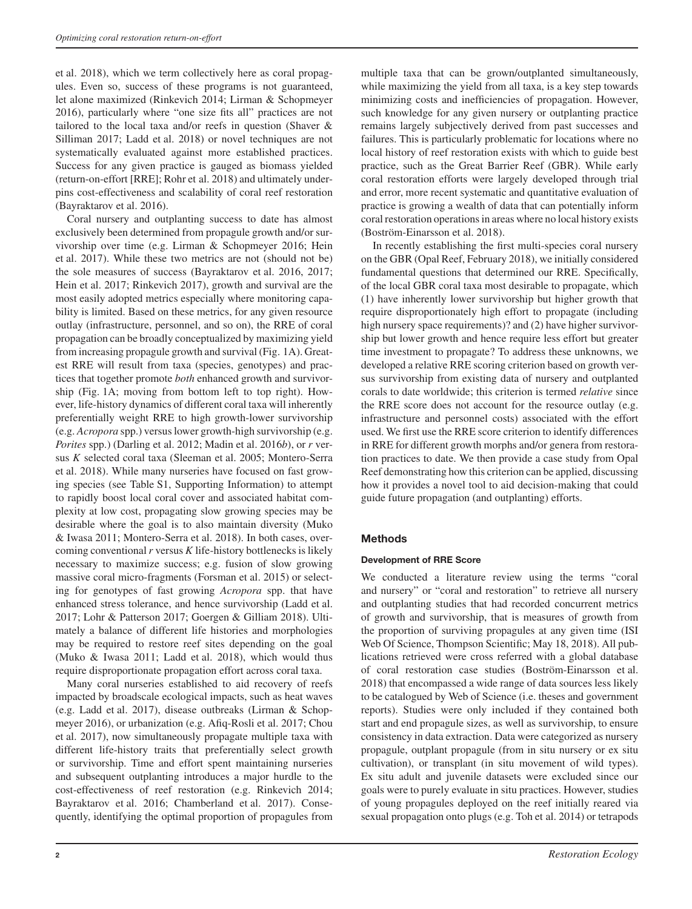et al. 2018), which we term collectively here as coral propagules. Even so, success of these programs is not guaranteed, let alone maximized (Rinkevich 2014; Lirman & Schopmeyer 2016), particularly where "one size fits all" practices are not tailored to the local taxa and/or reefs in question (Shaver & Silliman 2017; Ladd et al. 2018) or novel techniques are not systematically evaluated against more established practices. Success for any given practice is gauged as biomass yielded (return-on-effort [RRE]; Rohr et al. 2018) and ultimately underpins cost-effectiveness and scalability of coral reef restoration (Bayraktarov et al. 2016).

Coral nursery and outplanting success to date has almost exclusively been determined from propagule growth and/or survivorship over time (e.g. Lirman & Schopmeyer 2016; Hein et al. 2017). While these two metrics are not (should not be) the sole measures of success (Bayraktarov et al. 2016, 2017; Hein et al. 2017; Rinkevich 2017), growth and survival are the most easily adopted metrics especially where monitoring capability is limited. Based on these metrics, for any given resource outlay (infrastructure, personnel, and so on), the RRE of coral propagation can be broadly conceptualized by maximizing yield from increasing propagule growth and survival (Fig. 1A). Greatest RRE will result from taxa (species, genotypes) and practices that together promote *both* enhanced growth and survivorship (Fig. 1A; moving from bottom left to top right). However, life-history dynamics of different coral taxa will inherently preferentially weight RRE to high growth-lower survivorship (e.g. *Acropora* spp.) versus lower growth-high survivorship (e.g. *Porites* spp.) (Darling et al. 2012; Madin et al. 2016*b*), or *r* versus *K* selected coral taxa (Sleeman et al. 2005; Montero-Serra et al. 2018). While many nurseries have focused on fast growing species (see Table S1, Supporting Information) to attempt to rapidly boost local coral cover and associated habitat complexity at low cost, propagating slow growing species may be desirable where the goal is to also maintain diversity (Muko & Iwasa 2011; Montero-Serra et al. 2018). In both cases, overcoming conventional *r* versus *K* life-history bottlenecks is likely necessary to maximize success; e.g. fusion of slow growing massive coral micro-fragments (Forsman et al. 2015) or selecting for genotypes of fast growing *Acropora* spp. that have enhanced stress tolerance, and hence survivorship (Ladd et al. 2017; Lohr & Patterson 2017; Goergen & Gilliam 2018). Ultimately a balance of different life histories and morphologies may be required to restore reef sites depending on the goal (Muko & Iwasa 2011; Ladd et al. 2018), which would thus require disproportionate propagation effort across coral taxa.

Many coral nurseries established to aid recovery of reefs impacted by broadscale ecological impacts, such as heat waves (e.g. Ladd et al. 2017), disease outbreaks (Lirman & Schopmeyer 2016), or urbanization (e.g. Afiq-Rosli et al. 2017; Chou et al. 2017), now simultaneously propagate multiple taxa with different life-history traits that preferentially select growth or survivorship. Time and effort spent maintaining nurseries and subsequent outplanting introduces a major hurdle to the cost-effectiveness of reef restoration (e.g. Rinkevich 2014; Bayraktarov et al. 2016; Chamberland et al. 2017). Consequently, identifying the optimal proportion of propagules from multiple taxa that can be grown/outplanted simultaneously, while maximizing the yield from all taxa, is a key step towards minimizing costs and inefficiencies of propagation. However, such knowledge for any given nursery or outplanting practice remains largely subjectively derived from past successes and failures. This is particularly problematic for locations where no local history of reef restoration exists with which to guide best practice, such as the Great Barrier Reef (GBR). While early coral restoration efforts were largely developed through trial and error, more recent systematic and quantitative evaluation of practice is growing a wealth of data that can potentially inform coral restoration operations in areas where no local history exists (Boström-Einarsson et al. 2018).

In recently establishing the first multi-species coral nursery on the GBR (Opal Reef, February 2018), we initially considered fundamental questions that determined our RRE. Specifically, of the local GBR coral taxa most desirable to propagate, which (1) have inherently lower survivorship but higher growth that require disproportionately high effort to propagate (including high nursery space requirements)? and (2) have higher survivorship but lower growth and hence require less effort but greater time investment to propagate? To address these unknowns, we developed a relative RRE scoring criterion based on growth versus survivorship from existing data of nursery and outplanted corals to date worldwide; this criterion is termed *relative* since the RRE score does not account for the resource outlay (e.g. infrastructure and personnel costs) associated with the effort used. We first use the RRE score criterion to identify differences in RRE for different growth morphs and/or genera from restoration practices to date. We then provide a case study from Opal Reef demonstrating how this criterion can be applied, discussing how it provides a novel tool to aid decision-making that could guide future propagation (and outplanting) efforts.

## Methods

### Development of RRE Score

We conducted a literature review using the terms "coral and nursery" or "coral and restoration" to retrieve all nursery and outplanting studies that had recorded concurrent metrics of growth and survivorship, that is measures of growth from the proportion of surviving propagules at any given time (ISI Web Of Science, Thompson Scientific; May 18, 2018). All publications retrieved were cross referred with a global database of coral restoration case studies (Boström-Einarsson et al. 2018) that encompassed a wide range of data sources less likely to be catalogued by Web of Science (i.e. theses and government reports). Studies were only included if they contained both start and end propagule sizes, as well as survivorship, to ensure consistency in data extraction. Data were categorized as nursery propagule, outplant propagule (from in situ nursery or ex situ cultivation), or transplant (in situ movement of wild types). Ex situ adult and juvenile datasets were excluded since our goals were to purely evaluate in situ practices. However, studies of young propagules deployed on the reef initially reared via sexual propagation onto plugs (e.g. Toh et al. 2014) or tetrapods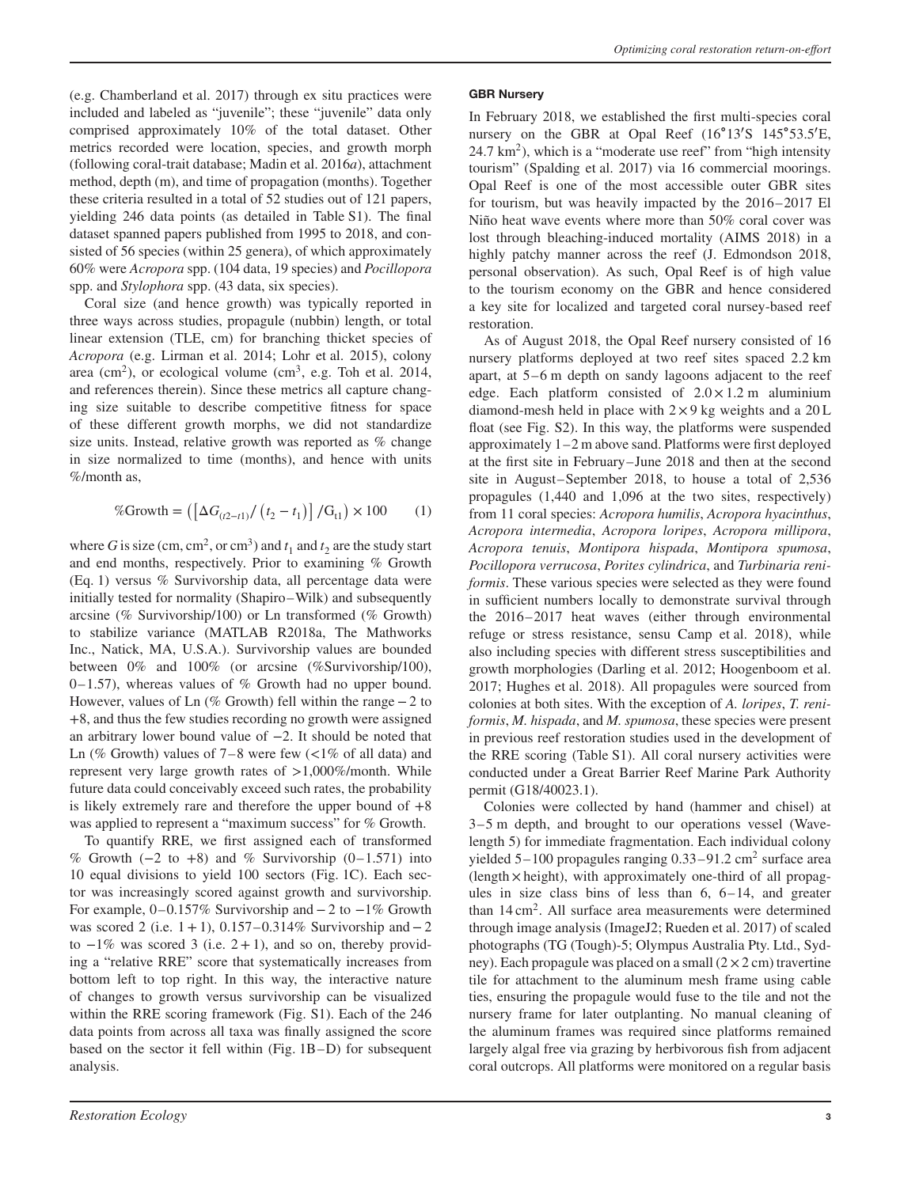(e.g. Chamberland et al. 2017) through ex situ practices were included and labeled as "juvenile"; these "juvenile" data only comprised approximately 10% of the total dataset. Other metrics recorded were location, species, and growth morph (following coral-trait database; Madin et al. 2016*a*), attachment method, depth (m), and time of propagation (months). Together these criteria resulted in a total of 52 studies out of 121 papers, yielding 246 data points (as detailed in Table S1). The final dataset spanned papers published from 1995 to 2018, and consisted of 56 species (within 25 genera), of which approximately 60% were *Acropora* spp. (104 data, 19 species) and *Pocillopora* spp. and *Stylophora* spp. (43 data, six species).

Coral size (and hence growth) was typically reported in three ways across studies, propagule (nubbin) length, or total linear extension (TLE, cm) for branching thicket species of *Acropora* (e.g. Lirman et al. 2014; Lohr et al. 2015), colony area ($cm^2$), or ecological volume ($cm^3$, e.g. Toh et al. 2014, and references therein). Since these metrics all capture changing size suitable to describe competitive fitness for space of these different growth morphs, we did not standardize size units. Instead, relative growth was reported as % change in size normalized to time (months), and hence with units %/month as,

$$\%\text{Growth} = \left(\left[\Delta G_{(t2-t1)} / \left(t_2 - t_1\right)\right] / \text{G}_{t1}\right) \times 100 \qquad (1)$$

where $G$ is size (cm, $cm^2$, or $cm^3$) and $t_1$ and $t_2$ are the study start and end months, respectively. Prior to examining % Growth (Eq. 1) versus % Survivorship data, all percentage data were initially tested for normality (Shapiro–Wilk) and subsequently arcsine (% Survivorship/100) or Ln transformed (% Growth) to stabilize variance (MATLAB R2018a, The Mathworks Inc., Natick, MA, U.S.A.). Survivorship values are bounded between 0% and 100% (or arcsine (%Survivorship/100), 0–1.57), whereas values of % Growth had no upper bound. However, values of Ln (% Growth) fell within the range −2 to +8, and thus the few studies recording no growth were assigned an arbitrary lower bound value of −2. It should be noted that Ln (% Growth) values of 7–8 were few (<1% of all data) and represent very large growth rates of >1,000%/month. While future data could conceivably exceed such rates, the probability is likely extremely rare and therefore the upper bound of +8 was applied to represent a "maximum success" for % Growth.

To quantify RRE, we first assigned each of transformed % Growth (−2 to +8) and % Survivorship (0–1.571) into 10 equal divisions to yield 100 sectors (Fig. 1C). Each sector was increasingly scored against growth and survivorship. For example, 0–0.157% Survivorship and −2 to −1% Growth was scored 2 (i.e. 1 + 1), 0.157–0.314% Survivorship and −2 to −1% was scored 3 (i.e. 2 + 1), and so on, thereby providing a "relative RRE" score that systematically increases from bottom left to top right. In this way, the interactive nature of changes to growth versus survivorship can be visualized within the RRE scoring framework (Fig. S1). Each of the 246 data points from across all taxa was finally assigned the score based on the sector it fell within (Fig. 1B–D) for subsequent analysis.

#### GBR Nursery

In February 2018, we established the first multi-species coral nursery on the GBR at Opal Reef (16°13′S 145°53.5′E, 24.7 $km^2$), which is a "moderate use reef" from "high intensity tourism" (Spalding et al. 2017) via 16 commercial moorings. Opal Reef is one of the most accessible outer GBR sites for tourism, but was heavily impacted by the 2016–2017 El Niño heat wave events where more than 50% coral cover was lost through bleaching-induced mortality (AIMS 2018) in a highly patchy manner across the reef (J. Edmondson 2018, personal observation). As such, Opal Reef is of high value to the tourism economy on the GBR and hence considered a key site for localized and targeted coral nursey-based reef restoration.

As of August 2018, the Opal Reef nursery consisted of 16 nursery platforms deployed at two reef sites spaced 2.2 km apart, at 5–6 m depth on sandy lagoons adjacent to the reef edge. Each platform consisted of 2.0 × 1.2 m aluminium diamond-mesh held in place with 2 × 9 kg weights and a 20 L float (see Fig. S2). In this way, the platforms were suspended approximately 1–2 m above sand. Platforms were first deployed at the first site in February–June 2018 and then at the second site in August–September 2018, to house a total of 2,536 propagules (1,440 and 1,096 at the two sites, respectively) from 11 coral species: *Acropora humilis*, *Acropora hyacinthus*, *Acropora intermedia*, *Acropora loripes*, *Acropora millipora*, *Acropora tenuis*, *Montipora hispada*, *Montipora spumosa*, *Pocillopora verrucosa*, *Porites cylindrica*, and *Turbinaria reniformis*. These various species were selected as they were found in sufficient numbers locally to demonstrate survival through the 2016–2017 heat waves (either through environmental refuge or stress resistance, sensu Camp et al. 2018), while also including species with different stress susceptibilities and growth morphologies (Darling et al. 2012; Hoogenboom et al. 2017; Hughes et al. 2018). All propagules were sourced from colonies at both sites. With the exception of *A. loripes*, *T. reniformis*, *M. hispada*, and *M. spumosa*, these species were present in previous reef restoration studies used in the development of the RRE scoring (Table S1). All coral nursery activities were conducted under a Great Barrier Reef Marine Park Authority permit (G18/40023.1).

Colonies were collected by hand (hammer and chisel) at 3–5 m depth, and brought to our operations vessel (Wavelength 5) for immediate fragmentation. Each individual colony yielded 5–100 propagules ranging 0.33–91.2 $cm^2$ surface area (length × height), with approximately one-third of all propagules in size class bins of less than 6, 6–14, and greater than 14 $cm^2$. All surface area measurements were determined through image analysis (ImageJ2; Rueden et al. 2017) of scaled photographs (TG (Tough)-5; Olympus Australia Pty. Ltd., Sydney). Each propagule was placed on a small (2 × 2 cm) travertine tile for attachment to the aluminum mesh frame using cable ties, ensuring the propagule would fuse to the tile and not the nursery frame for later outplanting. No manual cleaning of the aluminum frames was required since platforms remained largely algal free via grazing by herbivorous fish from adjacent coral outcrops. All platforms were monitored on a regular basis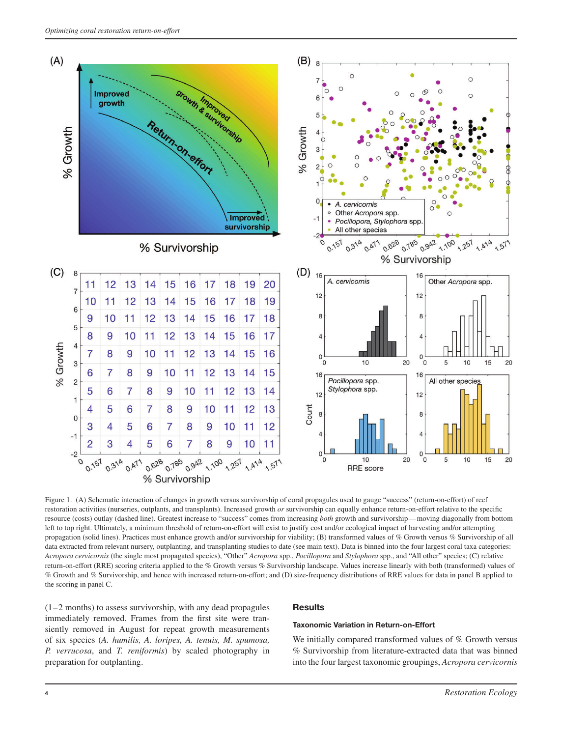Figure 1. (A) Schematic interaction of changes in growth versus survivorship of coral propagules used to gauge "success" (return-on-effort) of reef restoration activities (nurseries, outplants, and transplants). Increased growth *or* survivorship can equally enhance return-on-effort relative to the specific resource (costs) outlay (dashed line). Greatest increase to "success" comes from increasing *both* growth and survivorship—moving diagonally from bottom left to top right. Ultimately, a minimum threshold of return-on-effort will exist to justify cost and/or ecological impact of harvesting and/or attempting propagation (solid lines). Practices must enhance growth and/or survivorship for viability; (B) transformed values of % Growth versus % Survivorship of all data extracted from relevant nursery, outplanting, and transplanting studies to date (see main text). Data is binned into the four largest coral taxa categories: *Acropora cervicornis* (the single most propagated species), "Other" *Acropora* spp., *Pocillopora* and *Stylophora* spp., and "All other" species; (C) relative return-on-effort (RRE) scoring criteria applied to the % Growth versus % Survivorship landscape. Values increase linearly with both (transformed) values of % Growth and % Survivorship, and hence with increased return-on-effort; and (D) size-frequency distributions of RRE values for data in panel B applied to the scoring in panel C.

(1–2 months) to assess survivorship, with any dead propagules immediately removed. Frames from the first site were transiently removed in August for repeat growth measurements of six species (*A. humilis, A. loripes, A. tenuis, M. spumosa, P. verrucosa*, and *T. reniformis*) by scaled photography in preparation for outplanting.

## Results

### Taxonomic Variation in Return-on-Effort

We initially compared transformed values of % Growth versus % Survivorship from literature-extracted data that was binned into the four largest taxonomic groupings, *Acropora cervicornis*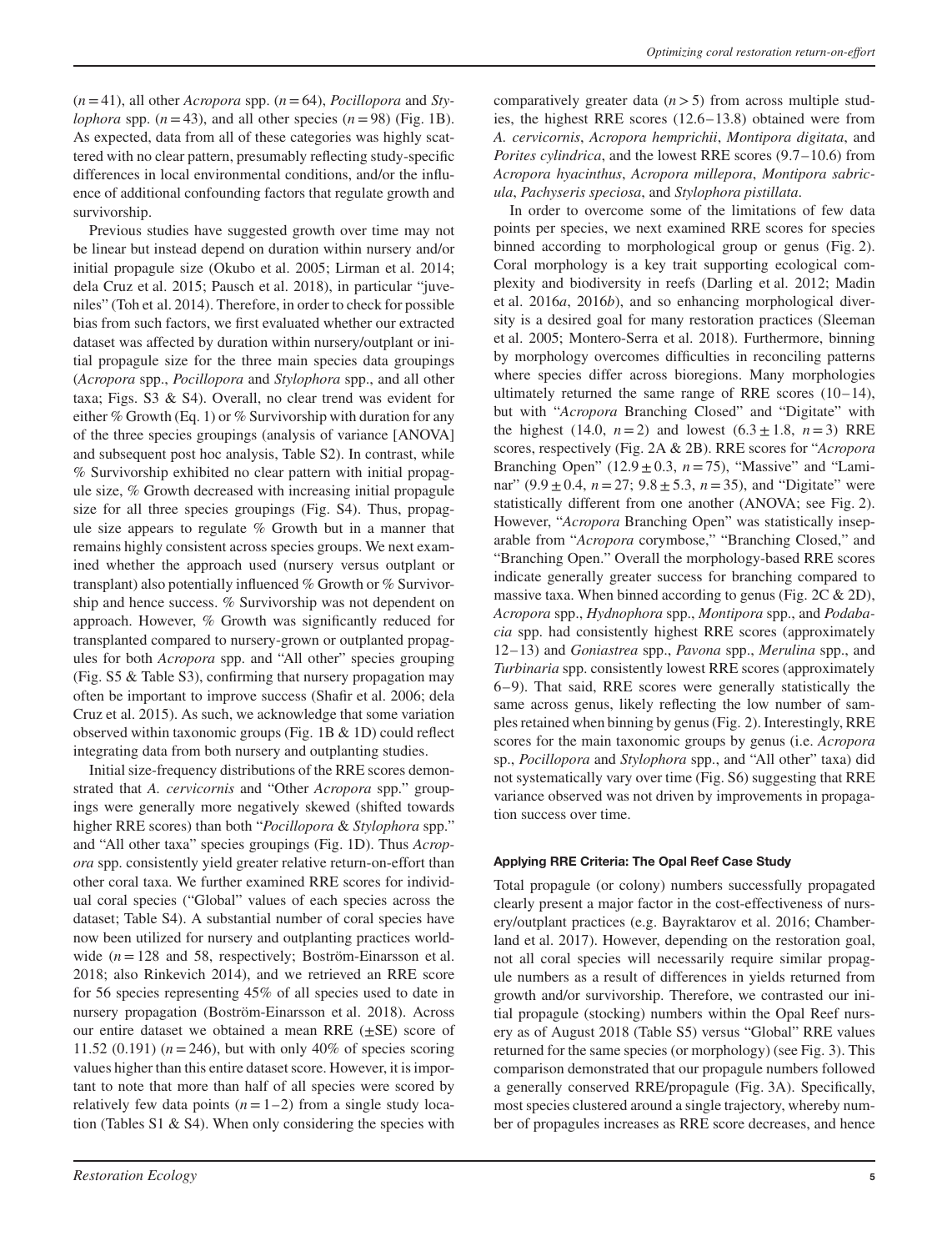($n = 41$), all other *Acropora* spp. ($n = 64$), *Pocillopora* and *Stylophora* spp. ($n = 43$), and all other species ($n = 98$) (Fig. 1B). As expected, data from all of these categories was highly scattered with no clear pattern, presumably reflecting study-specific differences in local environmental conditions, and/or the influence of additional confounding factors that regulate growth and survivorship.

Previous studies have suggested growth over time may not be linear but instead depend on duration within nursery and/or initial propagule size (Okubo et al. 2005; Lirman et al. 2014; dela Cruz et al. 2015; Pausch et al. 2018), in particular "juveniles" (Toh et al. 2014). Therefore, in order to check for possible bias from such factors, we first evaluated whether our extracted dataset was affected by duration within nursery/outplant or initial propagule size for the three main species data groupings (*Acropora* spp., *Pocillopora* and *Stylophora* spp., and all other taxa; Figs. S3 & S4). Overall, no clear trend was evident for either % Growth (Eq. 1) or % Survivorship with duration for any of the three species groupings (analysis of variance [ANOVA] and subsequent post hoc analysis, Table S2). In contrast, while % Survivorship exhibited no clear pattern with initial propagule size, % Growth decreased with increasing initial propagule size for all three species groupings (Fig. S4). Thus, propagule size appears to regulate % Growth but in a manner that remains highly consistent across species groups. We next examined whether the approach used (nursery versus outplant or transplant) also potentially influenced % Growth or % Survivorship and hence success. % Survivorship was not dependent on approach. However, % Growth was significantly reduced for transplanted compared to nursery-grown or outplanted propagules for both *Acropora* spp. and "All other" species grouping (Fig. S5 & Table S3), confirming that nursery propagation may often be important to improve success (Shafir et al. 2006; dela Cruz et al. 2015). As such, we acknowledge that some variation observed within taxonomic groups (Fig. 1B & 1D) could reflect integrating data from both nursery and outplanting studies.

Initial size-frequency distributions of the RRE scores demonstrated that *A. cervicornis* and "Other *Acropora* spp." groupings were generally more negatively skewed (shifted towards higher RRE scores) than both "*Pocillopora* & *Stylophora* spp." and "All other taxa" species groupings (Fig. 1D). Thus *Acropora* spp. consistently yield greater relative return-on-effort than other coral taxa. We further examined RRE scores for individual coral species ("Global" values of each species across the dataset; Table S4). A substantial number of coral species have now been utilized for nursery and outplanting practices worldwide ($n = 128$ and 58, respectively; Boström-Einarsson et al. 2018; also Rinkevich 2014), and we retrieved an RRE score for 56 species representing 45% of all species used to date in nursery propagation (Boström-Einarsson et al. 2018). Across our entire dataset we obtained a mean RRE (±SE) score of 11.52 (0.191) ($n = 246$), but with only 40% of species scoring values higher than this entire dataset score. However, it is important to note that more than half of all species were scored by relatively few data points ($n = 1$–2) from a single study location (Tables S1 & S4). When only considering the species with comparatively greater data ($n > 5$) from across multiple studies, the highest RRE scores (12.6–13.8) obtained were from *A. cervicornis*, *Acropora hemprichii*, *Montipora digitata*, and *Porites cylindrica*, and the lowest RRE scores (9.7–10.6) from *Acropora hyacinthus*, *Acropora millepora*, *Montipora sabricula*, *Pachyseris speciosa*, and *Stylophora pistillata*.

In order to overcome some of the limitations of few data points per species, we next examined RRE scores for species binned according to morphological group or genus (Fig. 2). Coral morphology is a key trait supporting ecological complexity and biodiversity in reefs (Darling et al. 2012; Madin et al. 2016*a*, 2016*b*), and so enhancing morphological diversity is a desired goal for many restoration practices (Sleeman et al. 2005; Montero-Serra et al. 2018). Furthermore, binning by morphology overcomes difficulties in reconciling patterns where species differ across bioregions. Many morphologies ultimately returned the same range of RRE scores (10–14), but with "*Acropora* Branching Closed" and "Digitate" with the highest (14.0, $n = 2$) and lowest (6.3 ± 1.8, $n = 3$) RRE scores, respectively (Fig. 2A & 2B). RRE scores for "*Acropora* Branching Open" (12.9 ± 0.3, $n = 75$), "Massive" and "Laminar" (9.9 ± 0.4, $n = 27$; 9.8 ± 5.3, $n = 35$), and "Digitate" were statistically different from one another (ANOVA; see Fig. 2). However, "*Acropora* Branching Open" was statistically inseparable from "*Acropora* corymbose," "Branching Closed," and "Branching Open." Overall the morphology-based RRE scores indicate generally greater success for branching compared to massive taxa. When binned according to genus (Fig. 2C & 2D), *Acropora* spp., *Hydnophora* spp., *Montipora* spp., and *Podabacia* spp. had consistently highest RRE scores (approximately 12–13) and *Goniastrea* spp., *Pavona* spp., *Merulina* spp., and *Turbinaria* spp. consistently lowest RRE scores (approximately 6–9). That said, RRE scores were generally statistically the same across genus, likely reflecting the low number of samples retained when binning by genus (Fig. 2). Interestingly, RRE scores for the main taxonomic groups by genus (i.e. *Acropora* sp., *Pocillopora* and *Stylophora* spp., and "All other" taxa) did not systematically vary over time (Fig. S6) suggesting that RRE variance observed was not driven by improvements in propagation success over time.

#### Applying RRE Criteria: The Opal Reef Case Study

Total propagule (or colony) numbers successfully propagated clearly present a major factor in the cost-effectiveness of nursery/outplant practices (e.g. Bayraktarov et al. 2016; Chamberland et al. 2017). However, depending on the restoration goal, not all coral species will necessarily require similar propagule numbers as a result of differences in yields returned from growth and/or survivorship. Therefore, we contrasted our initial propagule (stocking) numbers within the Opal Reef nursery as of August 2018 (Table S5) versus "Global" RRE values returned for the same species (or morphology) (see Fig. 3). This comparison demonstrated that our propagule numbers followed a generally conserved RRE/propagule (Fig. 3A). Specifically, most species clustered around a single trajectory, whereby number of propagules increases as RRE score decreases, and hence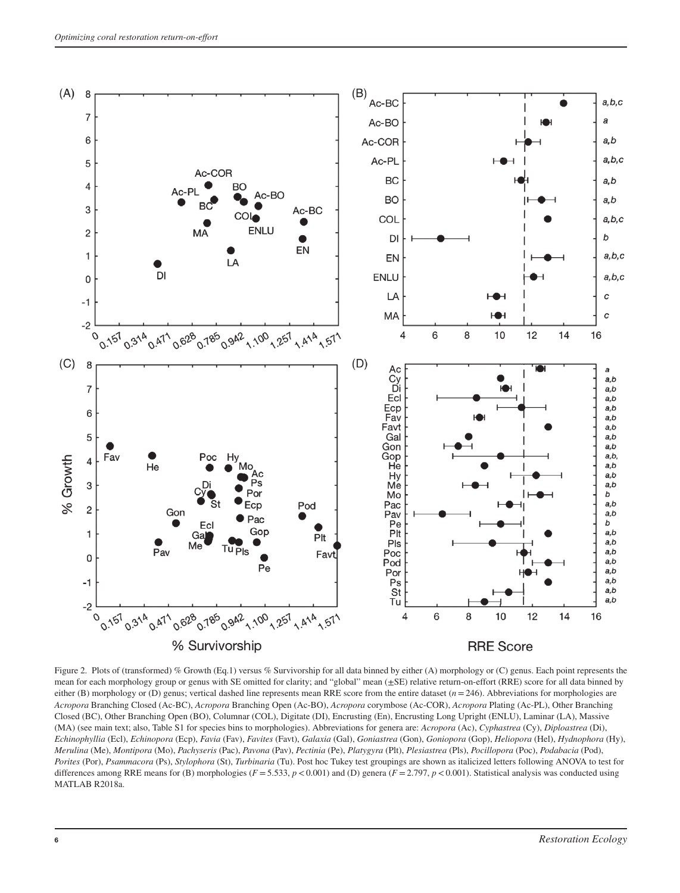Figure 2. Plots of (transformed) % Growth (Eq.1) versus % Survivorship for all data binned by either (A) morphology or (C) genus. Each point represents the mean for each morphology group or genus with SE omitted for clarity; and "global" mean (±SE) relative return-on-effort (RRE) score for all data binned by either (B) morphology or (D) genus; vertical dashed line represents mean RRE score from the entire dataset ($n = 246$). Abbreviations for morphologies are *Acropora* Branching Closed (Ac-BC), *Acropora* Branching Open (Ac-BO), *Acropora* corymbose (Ac-COR), *Acropora* Plating (Ac-PL), Other Branching Closed (BC), Other Branching Open (BO), Columnar (COL), Digitate (DI), Encrusting (En), Encrusting Long Upright (ENLU), Laminar (LA), Massive (MA) (see main text; also, Table S1 for species bins to morphologies). Abbreviations for genera are: *Acropora* (Ac), *Cyphastrea* (Cy), *Diploastrea* (Di), *Echinophyllia* (Ecl), *Echinopora* (Ecp), *Favia* (Fav), *Favites* (Favt), *Galaxia* (Gal), *Goniastrea* (Gon), *Goniopora* (Gop), *Heliopora* (Hel), *Hydnophora* (Hy), *Merulina* (Me), *Montipora* (Mo), *Pachyseris* (Pac), *Pavona* (Pav), *Pectinia* (Pe), *Platygyra* (Plt), *Plesiastrea* (Pls), *Pocillopora* (Poc), *Podabacia* (Pod), *Porites* (Por), *Psammacora* (Ps), *Stylophora* (St), *Turbinaria* (Tu). Post hoc Tukey test groupings are shown as italicized letters following ANOVA to test for differences among RRE means for (B) morphologies ($F = 5.533$, $p < 0.001$) and (D) genera ($F = 2.797$, $p < 0.001$). Statistical analysis was conducted using MATLAB R2018a.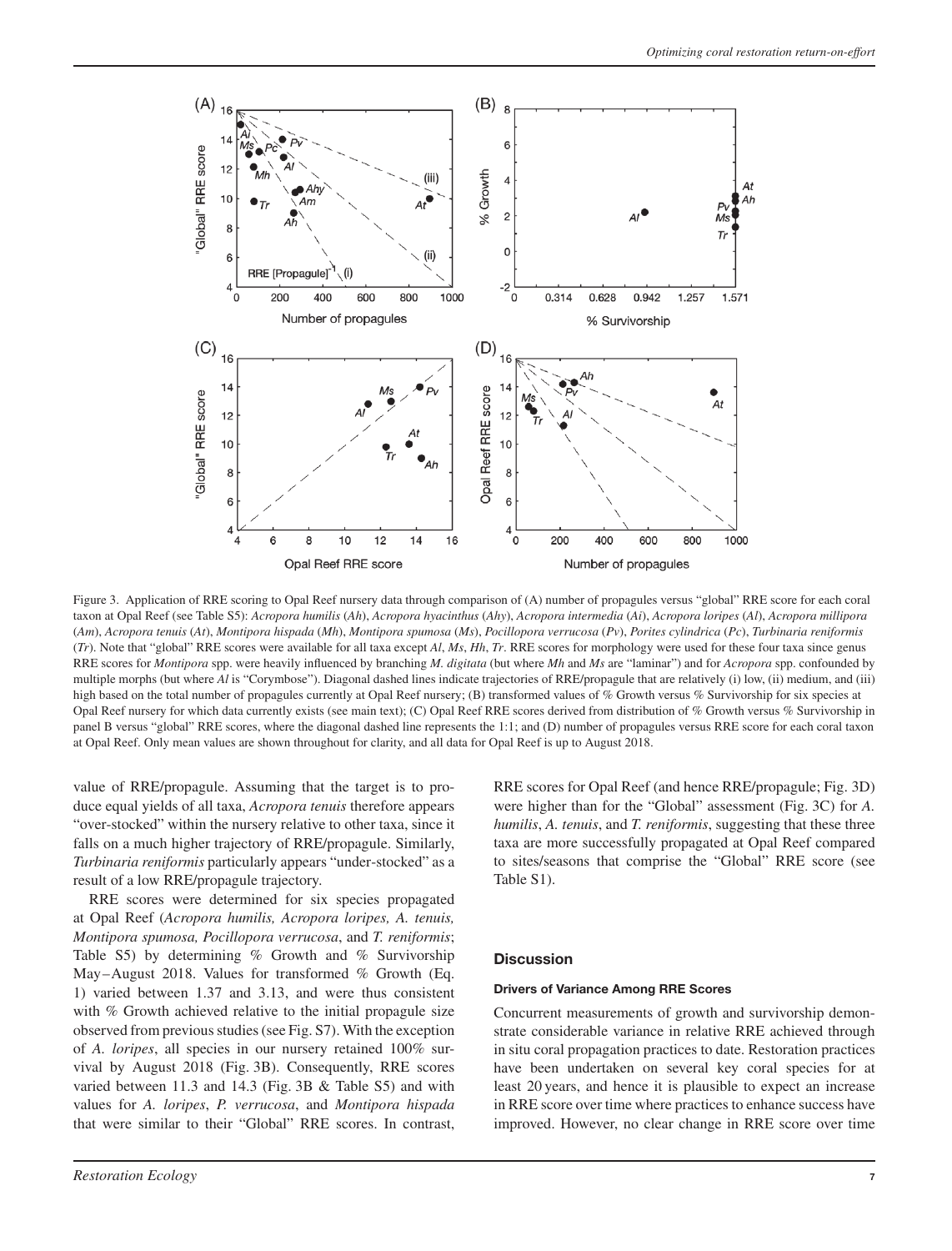Figure 3. Application of RRE scoring to Opal Reef nursery data through comparison of (A) number of propagules versus "global" RRE score for each coral taxon at Opal Reef (see Table S5): *Acropora humilis* (*Ah*), *Acropora hyacinthus* (*Ahy*), *Acropora intermedia* (*Ai*), *Acropora loripes* (*Al*), *Acropora millipora* (*Am*), *Acropora tenuis* (*At*), *Montipora hispada* (*Mh*), *Montipora spumosa* (*Ms*), *Pocillopora verrucosa* (*Pv*), *Porites cylindrica* (*Pc*), *Turbinaria reniformis* (*Tr*). Note that "global" RRE scores were available for all taxa except *Al*, *Ms*, *Hh*, *Tr*. RRE scores for morphology were used for these four taxa since genus RRE scores for *Montipora* spp. were heavily influenced by branching *M. digitata* (but where *Mh* and *Ms* are "laminar") and for *Acropora* spp. confounded by multiple morphs (but where *Al* is "Corymbose"). Diagonal dashed lines indicate trajectories of RRE/propagule that are relatively (i) low, (ii) medium, and (iii) high based on the total number of propagules currently at Opal Reef nursery; (B) transformed values of % Growth versus % Survivorship for six species at Opal Reef nursery for which data currently exists (see main text); (C) Opal Reef RRE scores derived from distribution of % Growth versus % Survivorship in panel B versus "global" RRE scores, where the diagonal dashed line represents the 1:1; and (D) number of propagules versus RRE score for each coral taxon at Opal Reef. Only mean values are shown throughout for clarity, and all data for Opal Reef is up to August 2018.

value of RRE/propagule. Assuming that the target is to produce equal yields of all taxa, *Acropora tenuis* therefore appears "over-stocked" within the nursery relative to other taxa, since it falls on a much higher trajectory of RRE/propagule. Similarly, *Turbinaria reniformis* particularly appears "under-stocked" as a result of a low RRE/propagule trajectory.

RRE scores were determined for six species propagated at Opal Reef (*Acropora humilis, Acropora loripes, A. tenuis, Montipora spumosa, Pocillopora verrucosa*, and *T. reniformis*; Table S5) by determining % Growth and % Survivorship May–August 2018. Values for transformed % Growth (Eq. 1) varied between 1.37 and 3.13, and were thus consistent with % Growth achieved relative to the initial propagule size observed from previous studies (see Fig. S7). With the exception of *A. loripes*, all species in our nursery retained 100% survival by August 2018 (Fig. 3B). Consequently, RRE scores varied between 11.3 and 14.3 (Fig. 3B & Table S5) and with values for *A. loripes*, *P. verrucosa*, and *Montipora hispada* that were similar to their "Global" RRE scores. In contrast, RRE scores for Opal Reef (and hence RRE/propagule; Fig. 3D) were higher than for the "Global" assessment (Fig. 3C) for *A. humilis*, *A. tenuis*, and *T. reniformis*, suggesting that these three taxa are more successfully propagated at Opal Reef compared to sites/seasons that comprise the "Global" RRE score (see Table S1).

## Discussion

### Drivers of Variance Among RRE Scores

Concurrent measurements of growth and survivorship demonstrate considerable variance in relative RRE achieved through in situ coral propagation practices to date. Restoration practices have been undertaken on several key coral species for at least 20 years, and hence it is plausible to expect an increase in RRE score over time where practices to enhance success have improved. However, no clear change in RRE score over time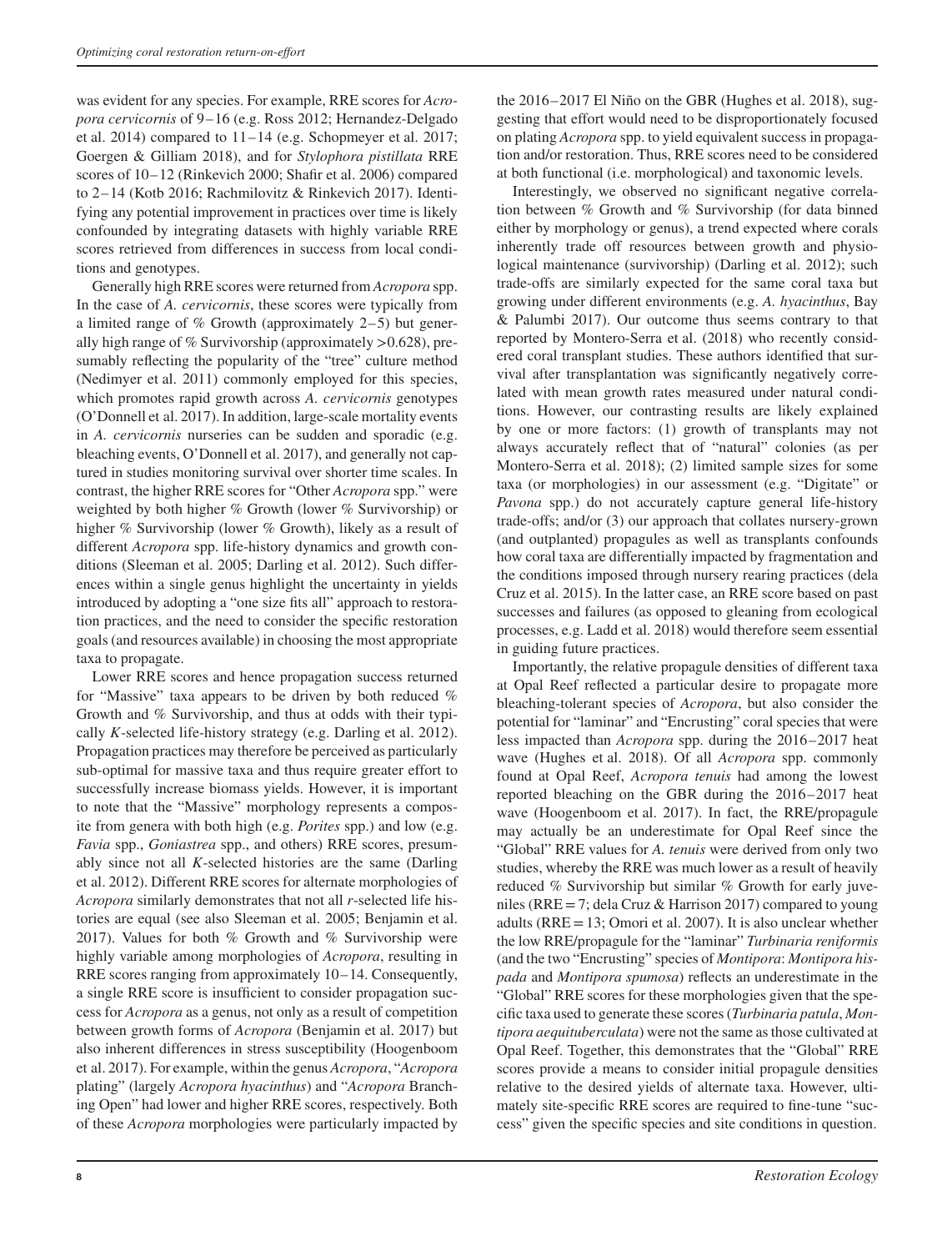was evident for any species. For example, RRE scores for *Acropora cervicornis* of 9–16 (e.g. Ross 2012; Hernandez-Delgado et al. 2014) compared to 11–14 (e.g. Schopmeyer et al. 2017; Goergen & Gilliam 2018), and for *Stylophora pistillata* RRE scores of 10–12 (Rinkevich 2000; Shafir et al. 2006) compared to 2–14 (Kotb 2016; Rachmilovitz & Rinkevich 2017). Identifying any potential improvement in practices over time is likely confounded by integrating datasets with highly variable RRE scores retrieved from differences in success from local conditions and genotypes.

Generally high RRE scores were returned from *Acropora* spp. In the case of *A. cervicornis*, these scores were typically from a limited range of % Growth (approximately 2–5) but generally high range of % Survivorship (approximately >0.628), presumably reflecting the popularity of the "tree" culture method (Nedimyer et al. 2011) commonly employed for this species, which promotes rapid growth across *A. cervicornis* genotypes (O'Donnell et al. 2017). In addition, large-scale mortality events in *A. cervicornis* nurseries can be sudden and sporadic (e.g. bleaching events, O'Donnell et al. 2017), and generally not captured in studies monitoring survival over shorter time scales. In contrast, the higher RRE scores for "Other *Acropora* spp." were weighted by both higher % Growth (lower % Survivorship) or higher % Survivorship (lower % Growth), likely as a result of different *Acropora* spp. life-history dynamics and growth conditions (Sleeman et al. 2005; Darling et al. 2012). Such differences within a single genus highlight the uncertainty in yields introduced by adopting a "one size fits all" approach to restoration practices, and the need to consider the specific restoration goals (and resources available) in choosing the most appropriate taxa to propagate.

Lower RRE scores and hence propagation success returned for "Massive" taxa appears to be driven by both reduced % Growth and % Survivorship, and thus at odds with their typically *K*-selected life-history strategy (e.g. Darling et al. 2012). Propagation practices may therefore be perceived as particularly sub-optimal for massive taxa and thus require greater effort to successfully increase biomass yields. However, it is important to note that the "Massive" morphology represents a composite from genera with both high (e.g. *Porites* spp.) and low (e.g. *Favia* spp., *Goniastrea* spp., and others) RRE scores, presumably since not all *K*-selected histories are the same (Darling et al. 2012). Different RRE scores for alternate morphologies of *Acropora* similarly demonstrates that not all *r*-selected life histories are equal (see also Sleeman et al. 2005; Benjamin et al. 2017). Values for both % Growth and % Survivorship were highly variable among morphologies of *Acropora*, resulting in RRE scores ranging from approximately 10–14. Consequently, a single RRE score is insufficient to consider propagation success for *Acropora* as a genus, not only as a result of competition between growth forms of *Acropora* (Benjamin et al. 2017) but also inherent differences in stress susceptibility (Hoogenboom et al. 2017). For example, within the genus *Acropora*, "*Acropora* plating" (largely *Acropora hyacinthus*) and "*Acropora* Branching Open" had lower and higher RRE scores, respectively. Both of these *Acropora* morphologies were particularly impacted by the 2016–2017 El Niño on the GBR (Hughes et al. 2018), suggesting that effort would need to be disproportionately focused on plating *Acropora* spp. to yield equivalent success in propagation and/or restoration. Thus, RRE scores need to be considered at both functional (i.e. morphological) and taxonomic levels.

Interestingly, we observed no significant negative correlation between % Growth and % Survivorship (for data binned either by morphology or genus), a trend expected where corals inherently trade off resources between growth and physiological maintenance (survivorship) (Darling et al. 2012); such trade-offs are similarly expected for the same coral taxa but growing under different environments (e.g. *A. hyacinthus*, Bay & Palumbi 2017). Our outcome thus seems contrary to that reported by Montero-Serra et al. (2018) who recently considered coral transplant studies. These authors identified that survival after transplantation was significantly negatively correlated with mean growth rates measured under natural conditions. However, our contrasting results are likely explained by one or more factors: (1) growth of transplants may not always accurately reflect that of "natural" colonies (as per Montero-Serra et al. 2018); (2) limited sample sizes for some taxa (or morphologies) in our assessment (e.g. "Digitate" or *Pavona* spp.) do not accurately capture general life-history trade-offs; and/or (3) our approach that collates nursery-grown (and outplanted) propagules as well as transplants confounds how coral taxa are differentially impacted by fragmentation and the conditions imposed through nursery rearing practices (dela Cruz et al. 2015). In the latter case, an RRE score based on past successes and failures (as opposed to gleaning from ecological processes, e.g. Ladd et al. 2018) would therefore seem essential in guiding future practices.

Importantly, the relative propagule densities of different taxa at Opal Reef reflected a particular desire to propagate more bleaching-tolerant species of *Acropora*, but also consider the potential for "laminar" and "Encrusting" coral species that were less impacted than *Acropora* spp. during the 2016–2017 heat wave (Hughes et al. 2018). Of all *Acropora* spp. commonly found at Opal Reef, *Acropora tenuis* had among the lowest reported bleaching on the GBR during the 2016–2017 heat wave (Hoogenboom et al. 2017). In fact, the RRE/propagule may actually be an underestimate for Opal Reef since the "Global" RRE values for *A. tenuis* were derived from only two studies, whereby the RRE was much lower as a result of heavily reduced % Survivorship but similar % Growth for early juveniles (RRE = 7; dela Cruz & Harrison 2017) compared to young adults (RRE = 13; Omori et al. 2007). It is also unclear whether the low RRE/propagule for the "laminar" *Turbinaria reniformis* (and the two "Encrusting" species of *Montipora*: *Montipora hispada* and *Montipora spumosa*) reflects an underestimate in the "Global" RRE scores for these morphologies given that the specific taxa used to generate these scores (*Turbinaria patula*, *Montipora aequituberculata*) were not the same as those cultivated at Opal Reef. Together, this demonstrates that the "Global" RRE scores provide a means to consider initial propagule densities relative to the desired yields of alternate taxa. However, ultimately site-specific RRE scores are required to fine-tune "success" given the specific species and site conditions in question.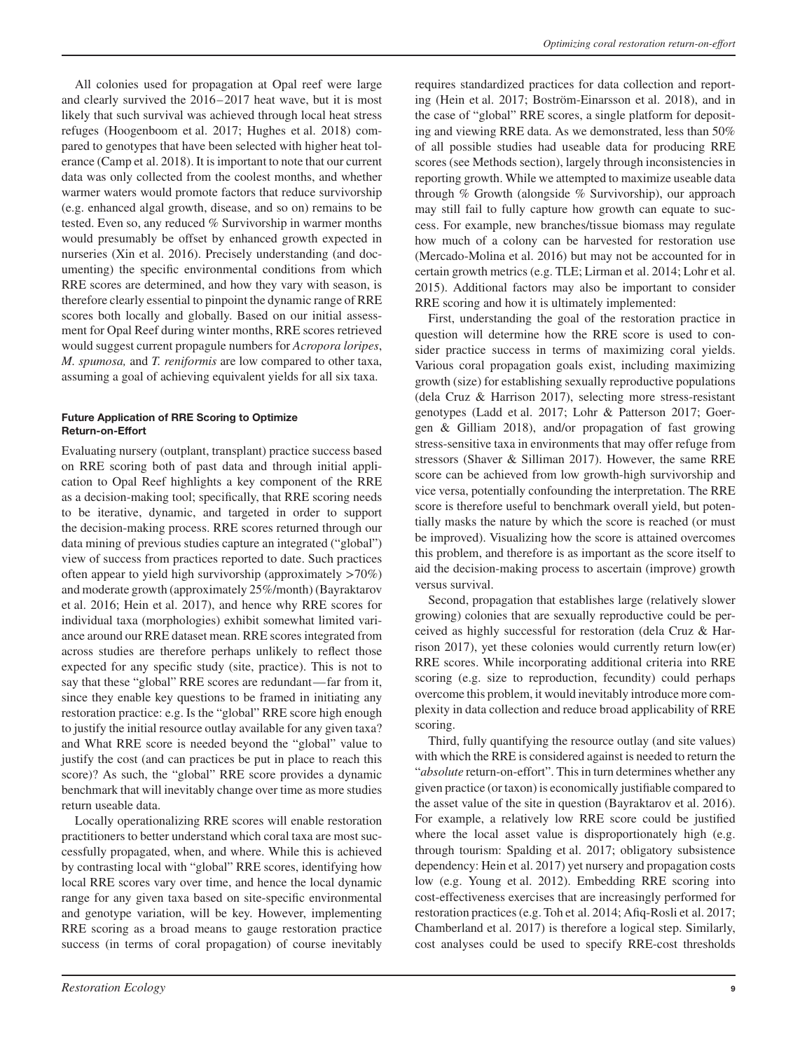All colonies used for propagation at Opal reef were large and clearly survived the 2016–2017 heat wave, but it is most likely that such survival was achieved through local heat stress refuges (Hoogenboom et al. 2017; Hughes et al. 2018) compared to genotypes that have been selected with higher heat tolerance (Camp et al. 2018). It is important to note that our current data was only collected from the coolest months, and whether warmer waters would promote factors that reduce survivorship (e.g. enhanced algal growth, disease, and so on) remains to be tested. Even so, any reduced % Survivorship in warmer months would presumably be offset by enhanced growth expected in nurseries (Xin et al. 2016). Precisely understanding (and documenting) the specific environmental conditions from which RRE scores are determined, and how they vary with season, is therefore clearly essential to pinpoint the dynamic range of RRE scores both locally and globally. Based on our initial assessment for Opal Reef during winter months, RRE scores retrieved would suggest current propagule numbers for *Acropora loripes*, *M. spumosa,* and *T. reniformis* are low compared to other taxa, assuming a goal of achieving equivalent yields for all six taxa.

#### Future Application of RRE Scoring to Optimize Return-on-Effort

Evaluating nursery (outplant, transplant) practice success based on RRE scoring both of past data and through initial application to Opal Reef highlights a key component of the RRE as a decision-making tool; specifically, that RRE scoring needs to be iterative, dynamic, and targeted in order to support the decision-making process. RRE scores returned through our data mining of previous studies capture an integrated ("global") view of success from practices reported to date. Such practices often appear to yield high survivorship (approximately >70%) and moderate growth (approximately 25%/month) (Bayraktarov et al. 2016; Hein et al. 2017), and hence why RRE scores for individual taxa (morphologies) exhibit somewhat limited variance around our RRE dataset mean. RRE scores integrated from across studies are therefore perhaps unlikely to reflect those expected for any specific study (site, practice). This is not to say that these "global" RRE scores are redundant—far from it, since they enable key questions to be framed in initiating any restoration practice: e.g. Is the "global" RRE score high enough to justify the initial resource outlay available for any given taxa? and What RRE score is needed beyond the "global" value to justify the cost (and can practices be put in place to reach this score)? As such, the "global" RRE score provides a dynamic benchmark that will inevitably change over time as more studies return useable data.

Locally operationalizing RRE scores will enable restoration practitioners to better understand which coral taxa are most successfully propagated, when, and where. While this is achieved by contrasting local with "global" RRE scores, identifying how local RRE scores vary over time, and hence the local dynamic range for any given taxa based on site-specific environmental and genotype variation, will be key. However, implementing RRE scoring as a broad means to gauge restoration practice success (in terms of coral propagation) of course inevitably requires standardized practices for data collection and reporting (Hein et al. 2017; Boström-Einarsson et al. 2018), and in the case of "global" RRE scores, a single platform for depositing and viewing RRE data. As we demonstrated, less than 50% of all possible studies had useable data for producing RRE scores (see Methods section), largely through inconsistencies in reporting growth. While we attempted to maximize useable data through % Growth (alongside % Survivorship), our approach may still fail to fully capture how growth can equate to success. For example, new branches/tissue biomass may regulate how much of a colony can be harvested for restoration use (Mercado-Molina et al. 2016) but may not be accounted for in certain growth metrics (e.g. TLE; Lirman et al. 2014; Lohr et al. 2015). Additional factors may also be important to consider RRE scoring and how it is ultimately implemented:

First, understanding the goal of the restoration practice in question will determine how the RRE score is used to consider practice success in terms of maximizing coral yields. Various coral propagation goals exist, including maximizing growth (size) for establishing sexually reproductive populations (dela Cruz & Harrison 2017), selecting more stress-resistant genotypes (Ladd et al. 2017; Lohr & Patterson 2017; Goergen & Gilliam 2018), and/or propagation of fast growing stress-sensitive taxa in environments that may offer refuge from stressors (Shaver & Silliman 2017). However, the same RRE score can be achieved from low growth-high survivorship and vice versa, potentially confounding the interpretation. The RRE score is therefore useful to benchmark overall yield, but potentially masks the nature by which the score is reached (or must be improved). Visualizing how the score is attained overcomes this problem, and therefore is as important as the score itself to aid the decision-making process to ascertain (improve) growth versus survival.

Second, propagation that establishes large (relatively slower growing) colonies that are sexually reproductive could be perceived as highly successful for restoration (dela Cruz & Harrison 2017), yet these colonies would currently return low(er) RRE scores. While incorporating additional criteria into RRE scoring (e.g. size to reproduction, fecundity) could perhaps overcome this problem, it would inevitably introduce more complexity in data collection and reduce broad applicability of RRE scoring.

Third, fully quantifying the resource outlay (and site values) with which the RRE is considered against is needed to return the "*absolute* return-on-effort". This in turn determines whether any given practice (or taxon) is economically justifiable compared to the asset value of the site in question (Bayraktarov et al. 2016). For example, a relatively low RRE score could be justified where the local asset value is disproportionately high (e.g. through tourism: Spalding et al. 2017; obligatory subsistence dependency: Hein et al. 2017) yet nursery and propagation costs low (e.g. Young et al. 2012). Embedding RRE scoring into cost-effectiveness exercises that are increasingly performed for restoration practices (e.g. Toh et al. 2014; Afiq-Rosli et al. 2017; Chamberland et al. 2017) is therefore a logical step. Similarly, cost analyses could be used to specify RRE-cost thresholds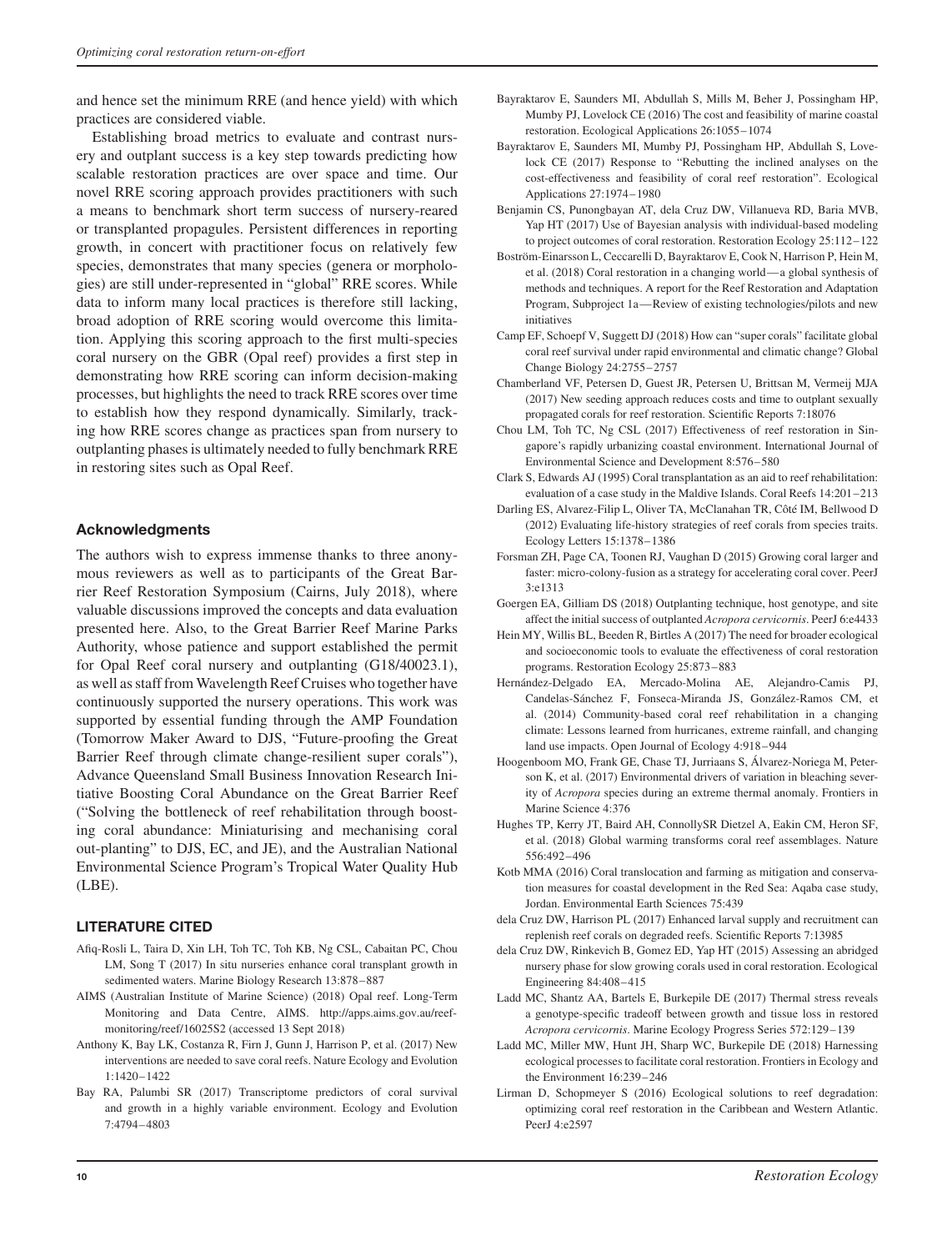and hence set the minimum RRE (and hence yield) with which practices are considered viable.

Establishing broad metrics to evaluate and contrast nursery and outplant success is a key step towards predicting how scalable restoration practices are over space and time. Our novel RRE scoring approach provides practitioners with such a means to benchmark short term success of nursery-reared or transplanted propagules. Persistent differences in reporting growth, in concert with practitioner focus on relatively few species, demonstrates that many species (genera or morphologies) are still under-represented in "global" RRE scores. While data to inform many local practices is therefore still lacking, broad adoption of RRE scoring would overcome this limitation. Applying this scoring approach to the first multi-species coral nursery on the GBR (Opal reef) provides a first step in demonstrating how RRE scoring can inform decision-making processes, but highlights the need to track RRE scores over time to establish how they respond dynamically. Similarly, tracking how RRE scores change as practices span from nursery to outplanting phases is ultimately needed to fully benchmark RRE in restoring sites such as Opal Reef.

## Acknowledgments

The authors wish to express immense thanks to three anonymous reviewers as well as to participants of the Great Barrier Reef Restoration Symposium (Cairns, July 2018), where valuable discussions improved the concepts and data evaluation presented here. Also, to the Great Barrier Reef Marine Parks Authority, whose patience and support established the permit for Opal Reef coral nursery and outplanting (G18/40023.1), as well as staff from Wavelength Reef Cruises who together have continuously supported the nursery operations. This work was supported by essential funding through the AMP Foundation (Tomorrow Maker Award to DJS, "Future-proofing the Great Barrier Reef through climate change-resilient super corals"), Advance Queensland Small Business Innovation Research Initiative Boosting Coral Abundance on the Great Barrier Reef ("Solving the bottleneck of reef rehabilitation through boosting coral abundance: Miniaturising and mechanising coral out-planting" to DJS, EC, and JE), and the Australian National Environmental Science Program's Tropical Water Quality Hub (LBE).

## LITERATURE CITED

Afiq-Rosli L, Taira D, Xin LH, Toh TC, Toh KB, Ng CSL, Cabaitan PC, Chou LM, Song T (2017) In situ nurseries enhance coral transplant growth in sedimented waters. Marine Biology Research 13:878–887

AIMS (Australian Institute of Marine Science) (2018) Opal reef. Long-Term Monitoring and Data Centre, AIMS. http://apps.aims.gov.au/reef-monitoring/reef/16025S2 (accessed 13 Sept 2018)

Anthony K, Bay LK, Costanza R, Firn J, Gunn J, Harrison P, et al. (2017) New interventions are needed to save coral reefs. Nature Ecology and Evolution 1:1420–1422

Bay RA, Palumbi SR (2017) Transcriptome predictors of coral survival and growth in a highly variable environment. Ecology and Evolution 7:4794–4803

Bayraktarov E, Saunders MI, Abdullah S, Mills M, Beher J, Possingham HP, Mumby PJ, Lovelock CE (2016) The cost and feasibility of marine coastal restoration. Ecological Applications 26:1055–1074

Bayraktarov E, Saunders MI, Mumby PJ, Possingham HP, Abdullah S, Lovelock CE (2017) Response to "Rebutting the inclined analyses on the cost-effectiveness and feasibility of coral reef restoration". Ecological Applications 27:1974–1980

Benjamin CS, Punongbayan AT, dela Cruz DW, Villanueva RD, Baria MVB, Yap HT (2017) Use of Bayesian analysis with individual-based modeling to project outcomes of coral restoration. Restoration Ecology 25:112–122

Boström-Einarsson L, Ceccarelli D, Bayraktarov E, Cook N, Harrison P, Hein M, et al. (2018) Coral restoration in a changing world—a global synthesis of methods and techniques. A report for the Reef Restoration and Adaptation Program, Subproject 1a—Review of existing technologies/pilots and new initiatives

Camp EF, Schoepf V, Suggett DJ (2018) How can "super corals" facilitate global coral reef survival under rapid environmental and climatic change? Global Change Biology 24:2755–2757

Chamberland VF, Petersen D, Guest JR, Petersen U, Brittsan M, Vermeij MJA (2017) New seeding approach reduces costs and time to outplant sexually propagated corals for reef restoration. Scientific Reports 7:18076

Chou LM, Toh TC, Ng CSL (2017) Effectiveness of reef restoration in Singapore's rapidly urbanizing coastal environment. International Journal of Environmental Science and Development 8:576–580

Clark S, Edwards AJ (1995) Coral transplantation as an aid to reef rehabilitation: evaluation of a case study in the Maldive Islands. Coral Reefs 14:201–213

Darling ES, Alvarez-Filip L, Oliver TA, McClanahan TR, Côté IM, Bellwood D (2012) Evaluating life-history strategies of reef corals from species traits. Ecology Letters 15:1378–1386

Forsman ZH, Page CA, Toonen RJ, Vaughan D (2015) Growing coral larger and faster: micro-colony-fusion as a strategy for accelerating coral cover. PeerJ 3:e1313

Goergen EA, Gilliam DS (2018) Outplanting technique, host genotype, and site affect the initial success of outplanted *Acropora cervicornis*. PeerJ 6:e4433

Hein MY, Willis BL, Beeden R, Birtles A (2017) The need for broader ecological and socioeconomic tools to evaluate the effectiveness of coral restoration programs. Restoration Ecology 25:873–883

Hernández-Delgado EA, Mercado-Molina AE, Alejandro-Camis PJ, Candelas-Sánchez F, Fonseca-Miranda JS, González-Ramos CM, et al. (2014) Community-based coral reef rehabilitation in a changing climate: Lessons learned from hurricanes, extreme rainfall, and changing land use impacts. Open Journal of Ecology 4:918–944

Hoogenboom MO, Frank GE, Chase TJ, Jurriaans S, Álvarez-Noriega M, Peterson K, et al. (2017) Environmental drivers of variation in bleaching severity of *Acropora* species during an extreme thermal anomaly. Frontiers in Marine Science 4:376

Hughes TP, Kerry JT, Baird AH, ConnollySR Dietzel A, Eakin CM, Heron SF, et al. (2018) Global warming transforms coral reef assemblages. Nature 556:492–496

Kotb MMA (2016) Coral translocation and farming as mitigation and conservation measures for coastal development in the Red Sea: Aqaba case study, Jordan. Environmental Earth Sciences 75:439

dela Cruz DW, Harrison PL (2017) Enhanced larval supply and recruitment can replenish reef corals on degraded reefs. Scientific Reports 7:13985

dela Cruz DW, Rinkevich B, Gomez ED, Yap HT (2015) Assessing an abridged nursery phase for slow growing corals used in coral restoration. Ecological Engineering 84:408–415

Ladd MC, Shantz AA, Bartels E, Burkepile DE (2017) Thermal stress reveals a genotype-specific tradeoff between growth and tissue loss in restored *Acropora cervicornis*. Marine Ecology Progress Series 572:129–139

Ladd MC, Miller MW, Hunt JH, Sharp WC, Burkepile DE (2018) Harnessing ecological processes to facilitate coral restoration. Frontiers in Ecology and the Environment 16:239–246

Lirman D, Schopmeyer S (2016) Ecological solutions to reef degradation: optimizing coral reef restoration in the Caribbean and Western Atlantic. PeerJ 4:e2597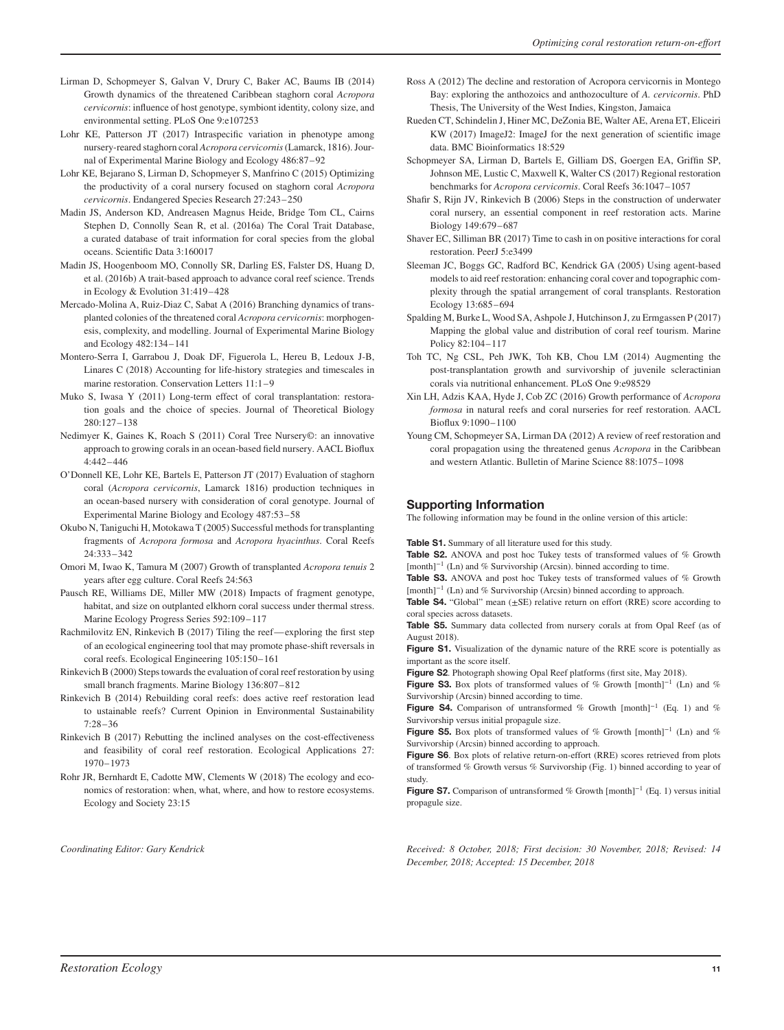Lirman D, Schopmeyer S, Galvan V, Drury C, Baker AC, Baums IB (2014) Growth dynamics of the threatened Caribbean staghorn coral *Acropora cervicornis*: influence of host genotype, symbiont identity, colony size, and environmental setting. PLoS One 9:e107253

Lohr KE, Patterson JT (2017) Intraspecific variation in phenotype among nursery-reared staghorn coral *Acropora cervicornis* (Lamarck, 1816). Journal of Experimental Marine Biology and Ecology 486:87–92

Lohr KE, Bejarano S, Lirman D, Schopmeyer S, Manfrino C (2015) Optimizing the productivity of a coral nursery focused on staghorn coral *Acropora cervicornis*. Endangered Species Research 27:243–250

Madin JS, Anderson KD, Andreasen Magnus Heide, Bridge Tom CL, Cairns Stephen D, Connolly Sean R, et al. (2016a) The Coral Trait Database, a curated database of trait information for coral species from the global oceans. Scientific Data 3:160017

Madin JS, Hoogenboom MO, Connolly SR, Darling ES, Falster DS, Huang D, et al. (2016b) A trait-based approach to advance coral reef science. Trends in Ecology & Evolution 31:419–428

Mercado-Molina A, Ruiz-Diaz C, Sabat A (2016) Branching dynamics of transplanted colonies of the threatened coral *Acropora cervicornis*: morphogenesis, complexity, and modelling. Journal of Experimental Marine Biology and Ecology 482:134–141

Montero-Serra I, Garrabou J, Doak DF, Figuerola L, Hereu B, Ledoux J-B, Linares C (2018) Accounting for life-history strategies and timescales in marine restoration. Conservation Letters 11:1–9

Muko S, Iwasa Y (2011) Long-term effect of coral transplantation: restoration goals and the choice of species. Journal of Theoretical Biology 280:127–138

Nedimyer K, Gaines K, Roach S (2011) Coral Tree Nursery©: an innovative approach to growing corals in an ocean-based field nursery. AACL Bioflux 4:442–446

O'Donnell KE, Lohr KE, Bartels E, Patterson JT (2017) Evaluation of staghorn coral (*Acropora cervicornis*, Lamarck 1816) production techniques in an ocean-based nursery with consideration of coral genotype. Journal of Experimental Marine Biology and Ecology 487:53–58

Okubo N, Taniguchi H, Motokawa T (2005) Successful methods for transplanting fragments of *Acropora formosa* and *Acropora hyacinthus*. Coral Reefs 24:333–342

Omori M, Iwao K, Tamura M (2007) Growth of transplanted *Acropora tenuis* 2 years after egg culture. Coral Reefs 24:563

Pausch RE, Williams DE, Miller MW (2018) Impacts of fragment genotype, habitat, and size on outplanted elkhorn coral success under thermal stress. Marine Ecology Progress Series 592:109–117

Rachmilovitz EN, Rinkevich B (2017) Tiling the reef—exploring the first step of an ecological engineering tool that may promote phase-shift reversals in coral reefs. Ecological Engineering 105:150–161

Rinkevich B (2000) Steps towards the evaluation of coral reef restoration by using small branch fragments. Marine Biology 136:807–812

Rinkevich B (2014) Rebuilding coral reefs: does active reef restoration lead to ustainable reefs? Current Opinion in Environmental Sustainability 7:28–36

Rinkevich B (2017) Rebutting the inclined analyses on the cost-effectiveness and feasibility of coral reef restoration. Ecological Applications 27: 1970–1973

Rohr JR, Bernhardt E, Cadotte MW, Clements W (2018) The ecology and economics of restoration: when, what, where, and how to restore ecosystems. Ecology and Society 23:15

Ross A (2012) The decline and restoration of Acropora cervicornis in Montego Bay: exploring the anthozoics and anthozoculture of *A. cervicornis*. PhD Thesis, The University of the West Indies, Kingston, Jamaica

Rueden CT, Schindelin J, Hiner MC, DeZonia BE, Walter AE, Arena ET, Eliceiri KW (2017) ImageJ2: ImageJ for the next generation of scientific image data. BMC Bioinformatics 18:529

Schopmeyer SA, Lirman D, Bartels E, Gilliam DS, Goergen EA, Griffin SP, Johnson ME, Lustic C, Maxwell K, Walter CS (2017) Regional restoration benchmarks for *Acropora cervicornis*. Coral Reefs 36:1047–1057

Shafir S, Rijn JV, Rinkevich B (2006) Steps in the construction of underwater coral nursery, an essential component in reef restoration acts. Marine Biology 149:679–687

Shaver EC, Silliman BR (2017) Time to cash in on positive interactions for coral restoration. PeerJ 5:e3499

Sleeman JC, Boggs GC, Radford BC, Kendrick GA (2005) Using agent-based models to aid reef restoration: enhancing coral cover and topographic complexity through the spatial arrangement of coral transplants. Restoration Ecology 13:685–694

Spalding M, Burke L, Wood SA, Ashpole J, Hutchinson J, zu Ermgassen P (2017) Mapping the global value and distribution of coral reef tourism. Marine Policy 82:104–117

Toh TC, Ng CSL, Peh JWK, Toh KB, Chou LM (2014) Augmenting the post-transplantation growth and survivorship of juvenile scleractinian corals via nutritional enhancement. PLoS One 9:e98529

Xin LH, Adzis KAA, Hyde J, Cob ZC (2016) Growth performance of *Acropora formosa* in natural reefs and coral nurseries for reef restoration. AACL Bioflux 9:1090–1100

Young CM, Schopmeyer SA, Lirman DA (2012) A review of reef restoration and coral propagation using the threatened genus *Acropora* in the Caribbean and western Atlantic. Bulletin of Marine Science 88:1075–1098

## Supporting Information

The following information may be found in the online version of this article:

**Table S1.** Summary of all literature used for this study.

**Table S2.** ANOVA and post hoc Tukey tests of transformed values of % Growth $[\text{month}]^{-1}$ (Ln) and % Survivorship (Arcsin). binned according to time.

**Table S3.** ANOVA and post hoc Tukey tests of transformed values of % Growth $[\text{month}]^{-1}$ (Ln) and % Survivorship (Arcsin) binned according to approach.

**Table S4.** "Global" mean (±SE) relative return on effort (RRE) score according to coral species across datasets.

**Table S5.** Summary data collected from nursery corals at from Opal Reef (as of August 2018).

**Figure S1.** Visualization of the dynamic nature of the RRE score is potentially as important as the score itself.

**Figure S2**. Photograph showing Opal Reef platforms (first site, May 2018).

**Figure S3.** Box plots of transformed values of % Growth $[\text{month}]^{-1}$ (Ln) and % Survivorship (Arcsin) binned according to time.

**Figure S4.** Comparison of untransformed % Growth $[\text{month}]^{-1}$ (Eq. 1) and % Survivorship versus initial propagule size.

**Figure S5.** Box plots of transformed values of % Growth $[\text{month}]^{-1}$ (Ln) and % Survivorship (Arcsin) binned according to approach.

**Figure S6**. Box plots of relative return-on-effort (RRE) scores retrieved from plots of transformed % Growth versus % Survivorship (Fig. 1) binned according to year of study.

**Figure S7.** Comparison of untransformed % Growth $[\text{month}]^{-1}$ (Eq. 1) versus initial propagule size.

*Coordinating Editor: Gary Kendrick*

*Received: 8 October, 2018; First decision: 30 November, 2018; Revised: 14 December, 2018; Accepted: 15 December, 2018*